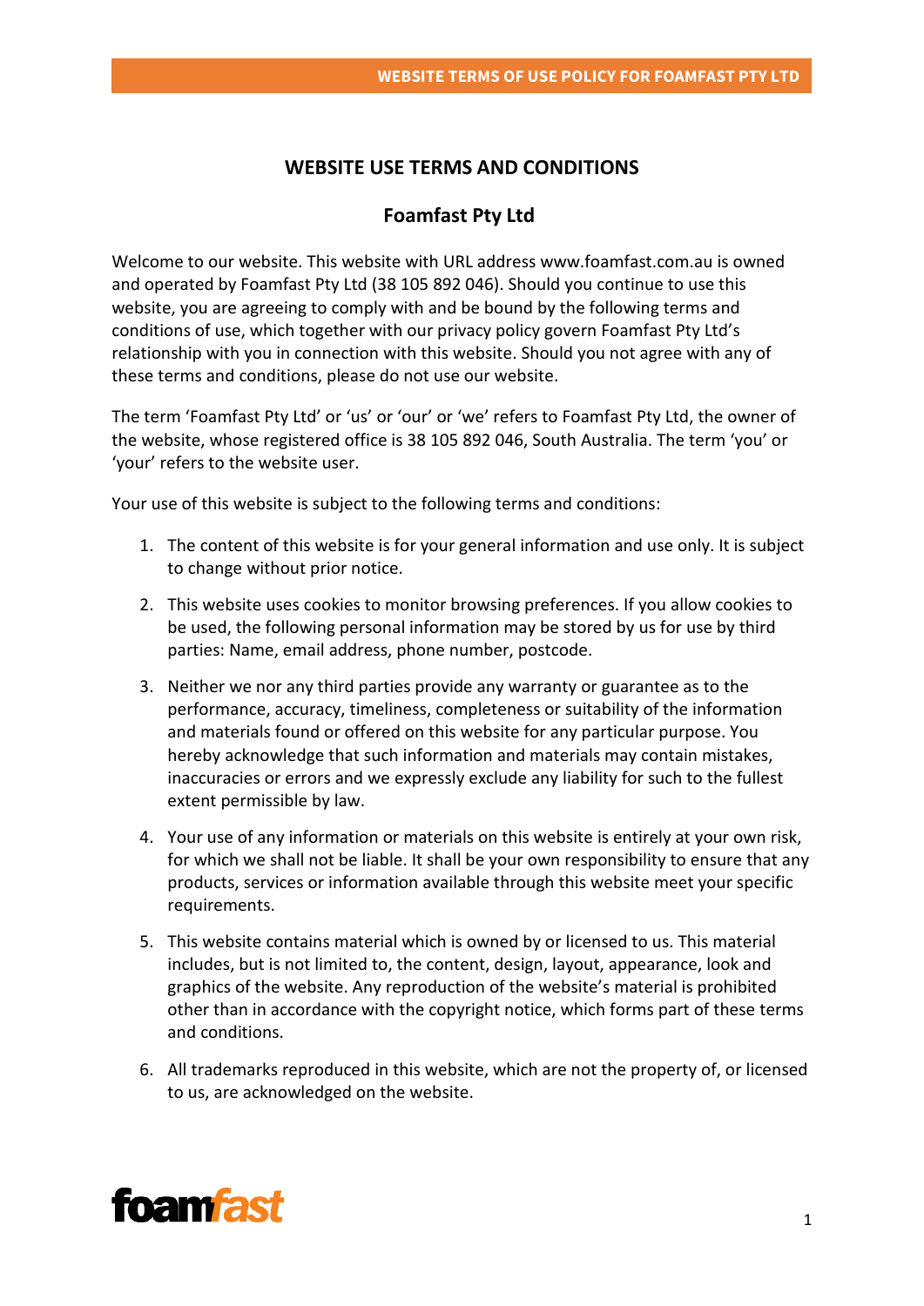# WEBSITE USE TERMS AND CONDITIONS

## Foamfast Pty Ltd

Welcome to our website. This website with URL address www.foamfast.com.au is owned and operated by Foamfast Pty Ltd (38 105 892 046). Should you continue to use this website, you are agreeing to comply with and be bound by the following terms and conditions of use, which together with our privacy policy govern Foamfast Pty Ltd's relationship with you in connection with this website. Should you not agree with any of these terms and conditions, please do not use our website.

The term 'Foamfast Pty Ltd' or 'us' or 'our' or 'we' refers to Foamfast Pty Ltd, the owner of the website, whose registered office is 38 105 892 046, South Australia. The term 'you' or 'your' refers to the website user.

Your use of this website is subject to the following terms and conditions:

1. The content of this website is for your general information and use only. It is subject to change without prior notice.
2. This website uses cookies to monitor browsing preferences. If you allow cookies to be used, the following personal information may be stored by us for use by third parties: Name, email address, phone number, postcode.
3. Neither we nor any third parties provide any warranty or guarantee as to the performance, accuracy, timeliness, completeness or suitability of the information and materials found or offered on this website for any particular purpose. You hereby acknowledge that such information and materials may contain mistakes, inaccuracies or errors and we expressly exclude any liability for such to the fullest extent permissible by law.
4. Your use of any information or materials on this website is entirely at your own risk, for which we shall not be liable. It shall be your own responsibility to ensure that any products, services or information available through this website meet your specific requirements.
5. This website contains material which is owned by or licensed to us. This material includes, but is not limited to, the content, design, layout, appearance, look and graphics of the website. Any reproduction of the website's material is prohibited other than in accordance with the copyright notice, which forms part of these terms and conditions.
6. All trademarks reproduced in this website, which are not the property of, or licensed to us, are acknowledged on the website.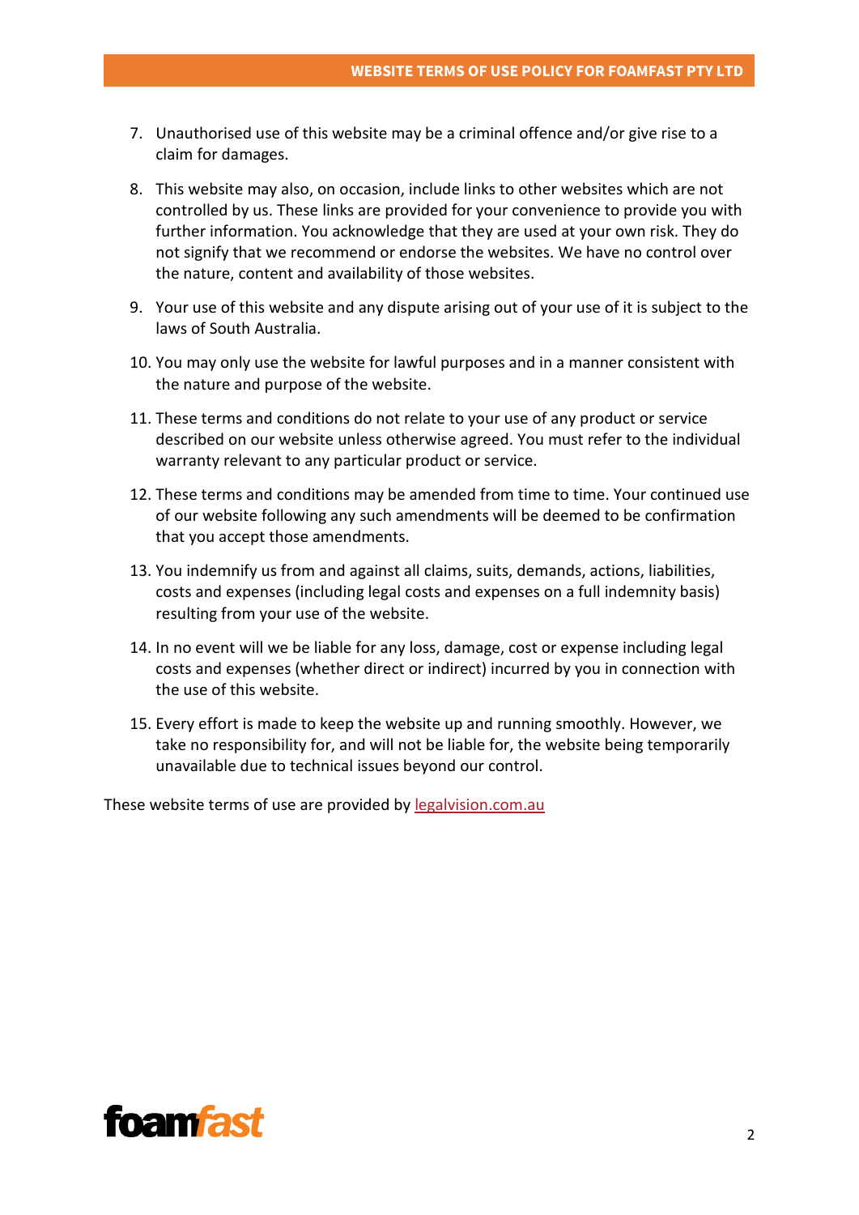7. Unauthorised use of this website may be a criminal offence and/or give rise to a claim for damages.

8. This website may also, on occasion, include links to other websites which are not controlled by us. These links are provided for your convenience to provide you with further information. You acknowledge that they are used at your own risk. They do not signify that we recommend or endorse the websites. We have no control over the nature, content and availability of those websites.

9. Your use of this website and any dispute arising out of your use of it is subject to the laws of South Australia.

10. You may only use the website for lawful purposes and in a manner consistent with the nature and purpose of the website.

11. These terms and conditions do not relate to your use of any product or service described on our website unless otherwise agreed. You must refer to the individual warranty relevant to any particular product or service.

12. These terms and conditions may be amended from time to time. Your continued use of our website following any such amendments will be deemed to be confirmation that you accept those amendments.

13. You indemnify us from and against all claims, suits, demands, actions, liabilities, costs and expenses (including legal costs and expenses on a full indemnity basis) resulting from your use of the website.

14. In no event will we be liable for any loss, damage, cost or expense including legal costs and expenses (whether direct or indirect) incurred by you in connection with the use of this website.

15. Every effort is made to keep the website up and running smoothly. However, we take no responsibility for, and will not be liable for, the website being temporarily unavailable due to technical issues beyond our control.

These website terms of use are provided by [legalvision.com.au](legalvision.com.au)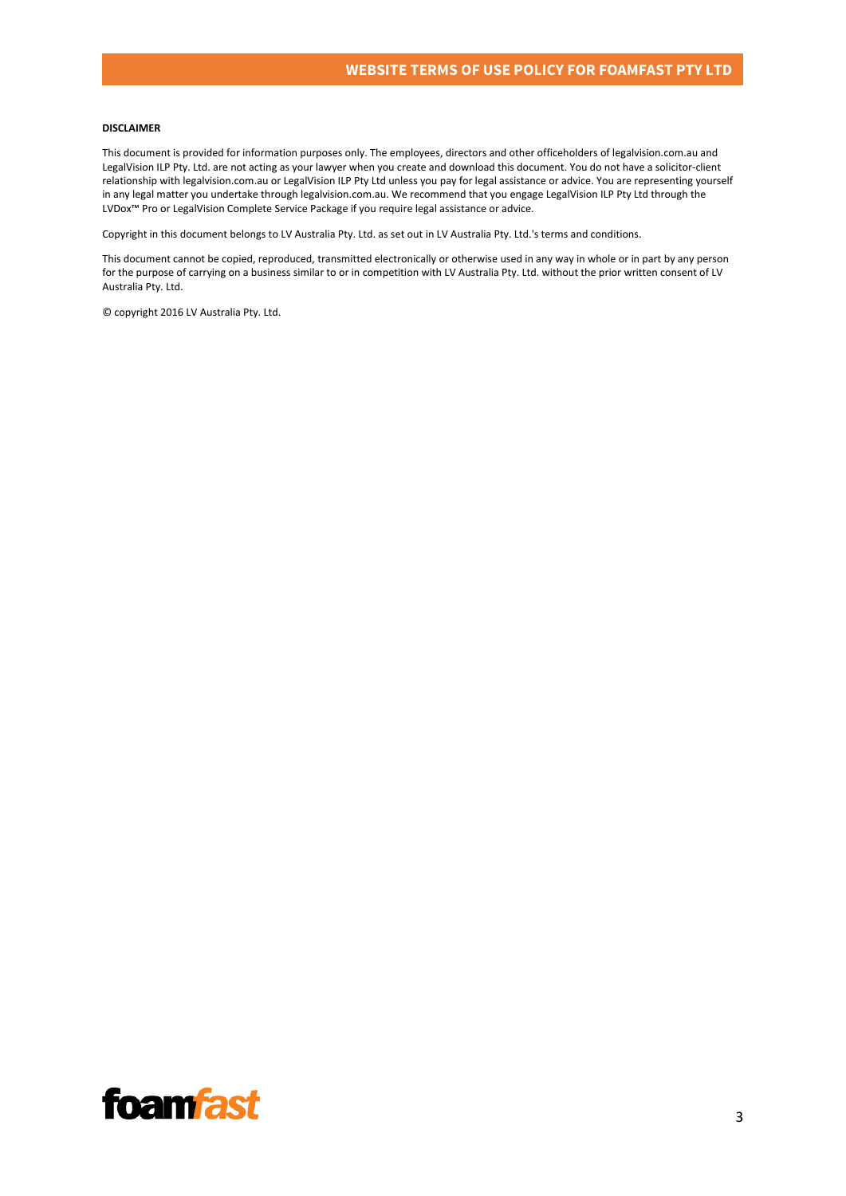**DISCLAIMER**

This document is provided for information purposes only. The employees, directors and other officeholders of legalvision.com.au and LegalVision ILP Pty. Ltd. are not acting as your lawyer when you create and download this document. You do not have a solicitor-client relationship with legalvision.com.au or LegalVision ILP Pty Ltd unless you pay for legal assistance or advice. You are representing yourself in any legal matter you undertake through legalvision.com.au. We recommend that you engage LegalVision ILP Pty Ltd through the LVDox™ Pro or LegalVision Complete Service Package if you require legal assistance or advice.

Copyright in this document belongs to LV Australia Pty. Ltd. as set out in LV Australia Pty. Ltd.'s terms and conditions.

This document cannot be copied, reproduced, transmitted electronically or otherwise used in any way in whole or in part by any person for the purpose of carrying on a business similar to or in competition with LV Australia Pty. Ltd. without the prior written consent of LV Australia Pty. Ltd.

© copyright 2016 LV Australia Pty. Ltd.